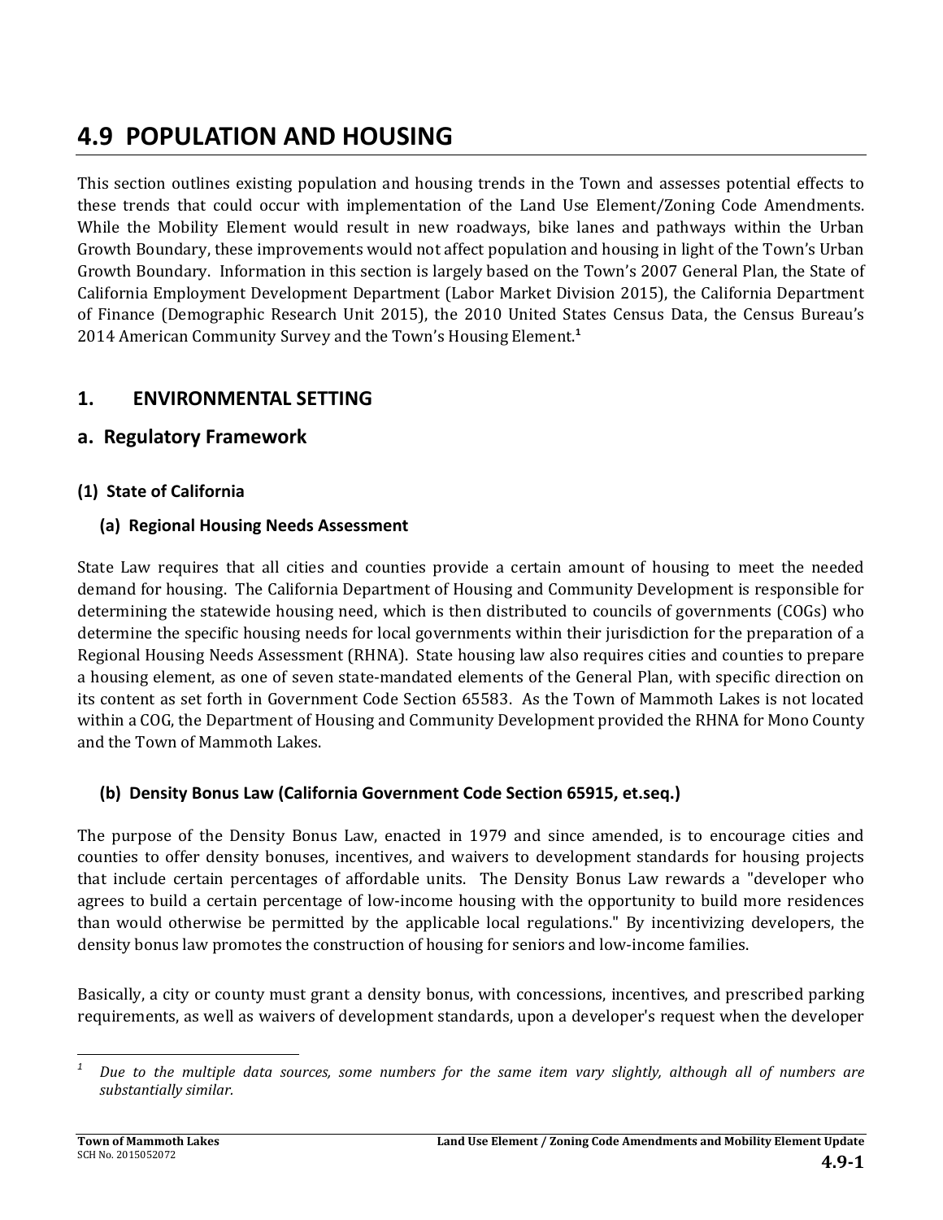# 4.9 POPULATION AND HOUSING

This section outlines existing population and housing trends in the Town and assesses potential effects to these trends that could occur with implementation of the Land Use Element/Zoning Code Amendments. While the Mobility Element would result in new roadways, bike lanes and pathways within the Urban Growth Boundary, these improvements would not affect population and housing in light of the Town's Urban Growth Boundary. Information in this section is largely based on the Town's 2007 General Plan, the State of California Employment Development Department (Labor Market Division 2015), the California Department of Finance (Demographic Research Unit 2015), the 2010 United States Census Data, the Census Bureau's 2014 American Community Survey and the Town's Housing Element.[1]

## 1. ENVIRONMENTAL SETTING

## a. Regulatory Framework

### (1) State of California

#### (a) Regional Housing Needs Assessment

State Law requires that all cities and counties provide a certain amount of housing to meet the needed demand for housing. The California Department of Housing and Community Development is responsible for determining the statewide housing need, which is then distributed to councils of governments (COGs) who determine the specific housing needs for local governments within their jurisdiction for the preparation of a Regional Housing Needs Assessment (RHNA). State housing law also requires cities and counties to prepare a housing element, as one of seven state-mandated elements of the General Plan, with specific direction on its content as set forth in Government Code Section 65583. As the Town of Mammoth Lakes is not located within a COG, the Department of Housing and Community Development provided the RHNA for Mono County and the Town of Mammoth Lakes.

#### (b) Density Bonus Law (California Government Code Section 65915, et.seq.)

The purpose of the Density Bonus Law, enacted in 1979 and since amended, is to encourage cities and counties to offer density bonuses, incentives, and waivers to development standards for housing projects that include certain percentages of affordable units. The Density Bonus Law rewards a "developer who agrees to build a certain percentage of low-income housing with the opportunity to build more residences than would otherwise be permitted by the applicable local regulations." By incentivizing developers, the density bonus law promotes the construction of housing for seniors and low-income families.

Basically, a city or county must grant a density bonus, with concessions, incentives, and prescribed parking requirements, as well as waivers of development standards, upon a developer's request when the developer

---

[1] *Due to the multiple data sources, some numbers for the same item vary slightly, although all of numbers are substantially similar.*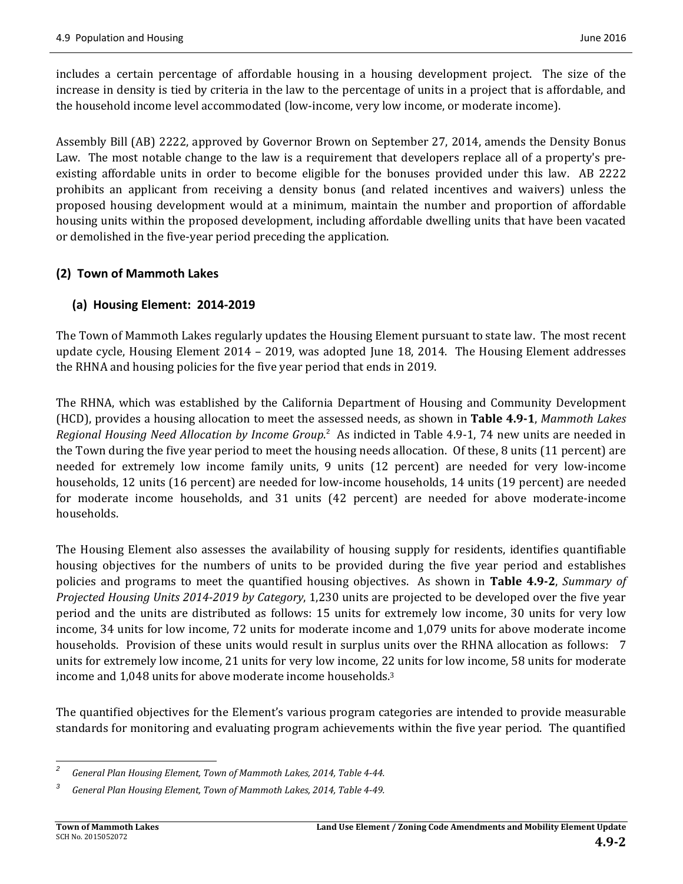includes a certain percentage of affordable housing in a housing development project. The size of the increase in density is tied by criteria in the law to the percentage of units in a project that is affordable, and the household income level accommodated (low-income, very low income, or moderate income).

Assembly Bill (AB) 2222, approved by Governor Brown on September 27, 2014, amends the Density Bonus Law. The most notable change to the law is a requirement that developers replace all of a property's pre-existing affordable units in order to become eligible for the bonuses provided under this law. AB 2222 prohibits an applicant from receiving a density bonus (and related incentives and waivers) unless the proposed housing development would at a minimum, maintain the number and proportion of affordable housing units within the proposed development, including affordable dwelling units that have been vacated or demolished in the five-year period preceding the application.

### (2) Town of Mammoth Lakes

#### (a) Housing Element: 2014-2019

The Town of Mammoth Lakes regularly updates the Housing Element pursuant to state law. The most recent update cycle, Housing Element 2014 – 2019, was adopted June 18, 2014. The Housing Element addresses the RHNA and housing policies for the five year period that ends in 2019.

The RHNA, which was established by the California Department of Housing and Community Development (HCD), provides a housing allocation to meet the assessed needs, as shown in **Table 4.9-1**, *Mammoth Lakes Regional Housing Need Allocation by Income Group*.[2] As indicted in Table 4.9-1, 74 new units are needed in the Town during the five year period to meet the housing needs allocation. Of these, 8 units (11 percent) are needed for extremely low income family units, 9 units (12 percent) are needed for very low-income households, 12 units (16 percent) are needed for low-income households, 14 units (19 percent) are needed for moderate income households, and 31 units (42 percent) are needed for above moderate-income households.

The Housing Element also assesses the availability of housing supply for residents, identifies quantifiable housing objectives for the numbers of units to be provided during the five year period and establishes policies and programs to meet the quantified housing objectives. As shown in **Table 4.9-2**, *Summary of Projected Housing Units 2014-2019 by Category*, 1,230 units are projected to be developed over the five year period and the units are distributed as follows: 15 units for extremely low income, 30 units for very low income, 34 units for low income, 72 units for moderate income and 1,079 units for above moderate income households. Provision of these units would result in surplus units over the RHNA allocation as follows: 7 units for extremely low income, 21 units for very low income, 22 units for low income, 58 units for moderate income and 1,048 units for above moderate income households.[3]

The quantified objectives for the Element's various program categories are intended to provide measurable standards for monitoring and evaluating program achievements within the five year period. The quantified

---

[2] *General Plan Housing Element, Town of Mammoth Lakes, 2014, Table 4-44.*

[3] *General Plan Housing Element, Town of Mammoth Lakes, 2014, Table 4-49.*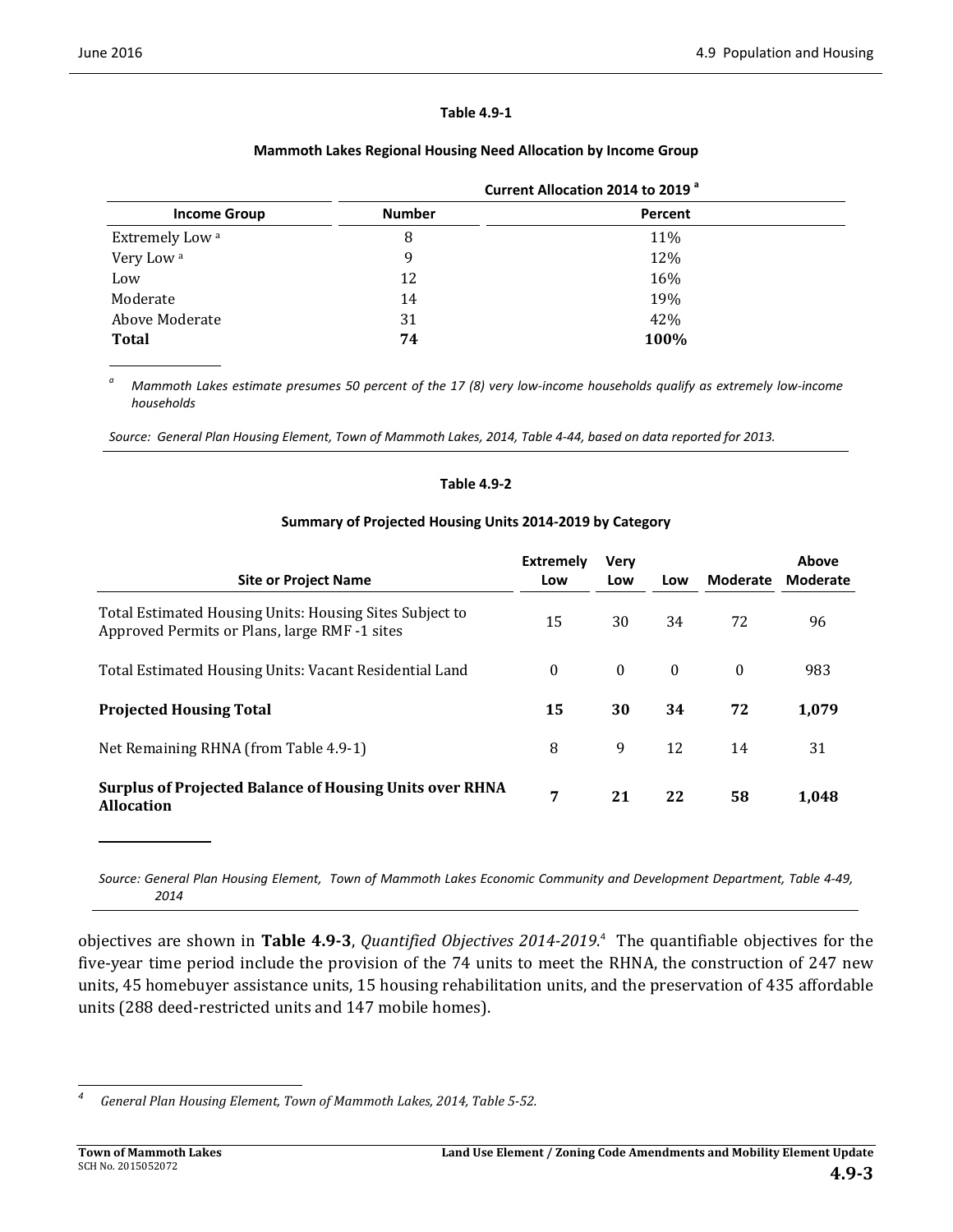**Table 4.9-1**

**Mammoth Lakes Regional Housing Need Allocation by Income Group**

| Income Group | Current Allocation 2014 to 2019 [a] | |
|---|---|---|
| | **Number** | **Percent** |
| Extremely Low [a] | 8 | 11% |
| Very Low [a] | 9 | 12% |
| Low | 12 | 16% |
| Moderate | 14 | 19% |
| Above Moderate | 31 | 42% |
| **Total** | **74** | **100%** |

[a] *Mammoth Lakes estimate presumes 50 percent of the 17 (8) very low-income households qualify as extremely low-income households*

*Source: General Plan Housing Element, Town of Mammoth Lakes, 2014, Table 4-44, based on data reported for 2013.*

**Table 4.9-2**

**Summary of Projected Housing Units 2014-2019 by Category**

| Site or Project Name | Extremely Low | Very Low | Low | Moderate | Above Moderate |
|---|---|---|---|---|---|
| Total Estimated Housing Units: Housing Sites Subject to Approved Permits or Plans, large RMF -1 sites | 15 | 30 | 34 | 72 | 96 |
| Total Estimated Housing Units: Vacant Residential Land | 0 | 0 | 0 | 0 | 983 |
| **Projected Housing Total** | **15** | **30** | **34** | **72** | **1,079** |
| Net Remaining RHNA (from Table 4.9-1) | 8 | 9 | 12 | 14 | 31 |
| **Surplus of Projected Balance of Housing Units over RHNA Allocation** | **7** | **21** | **22** | **58** | **1,048** |

*Source: General Plan Housing Element, Town of Mammoth Lakes Economic Community and Development Department, Table 4-49, 2014*

objectives are shown in **Table 4.9-3**, *Quantified Objectives 2014-2019*.[4] The quantifiable objectives for the five-year time period include the provision of the 74 units to meet the RHNA, the construction of 247 new units, 45 homebuyer assistance units, 15 housing rehabilitation units, and the preservation of 435 affordable units (288 deed-restricted units and 147 mobile homes).

[4] *General Plan Housing Element, Town of Mammoth Lakes, 2014, Table 5-52.*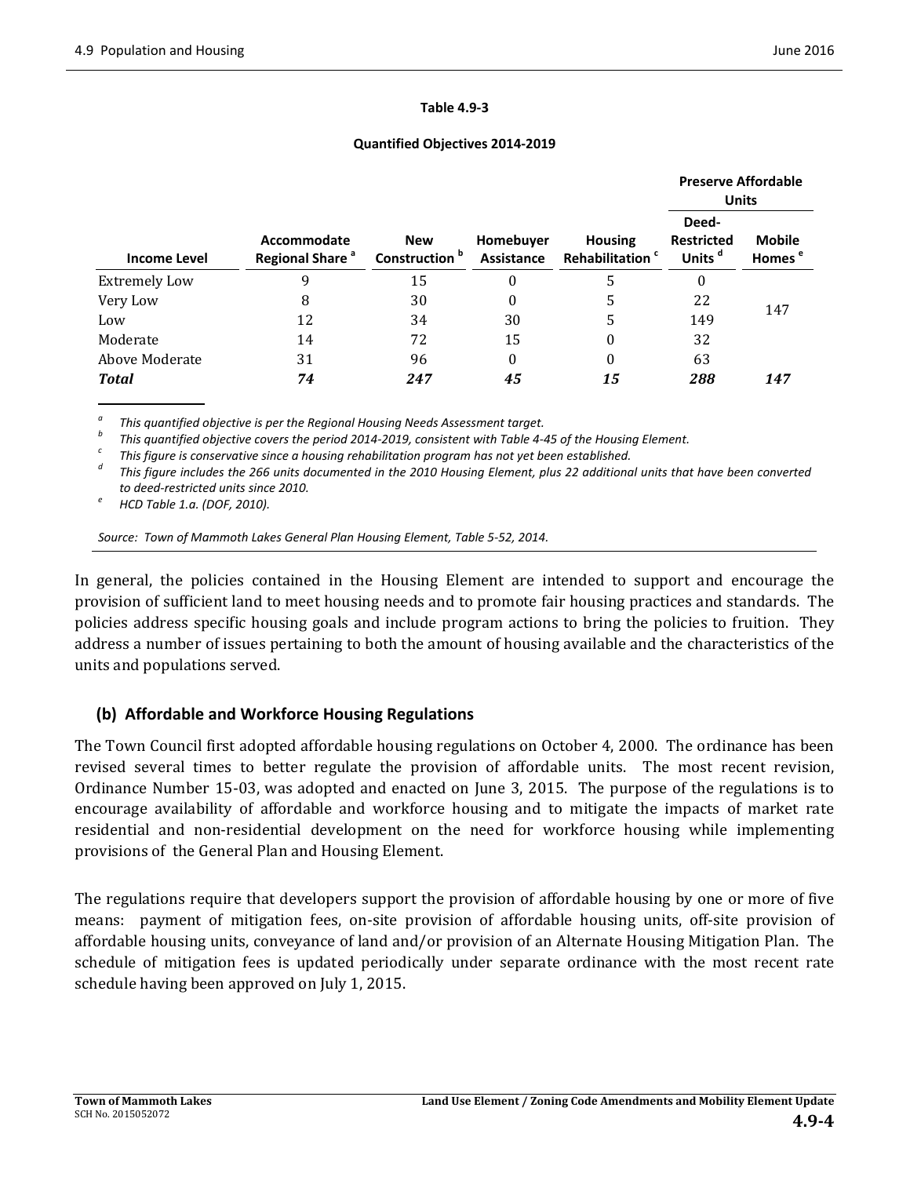**Table 4.9-3**

**Quantified Objectives 2014-2019**

| Income Level | Accommodate Regional Share [a] | New Construction [b] | Homebuyer Assistance | Housing Rehabilitation [c] | Preserve Affordable Units | |
|---|---|---|---|---|---|---|
| | | | | | Deed-Restricted Units [d] | Mobile Homes [e] |
| Extremely Low | 9 | 15 | 0 | 5 | 0 | 147 |
| Very Low | 8 | 30 | 0 | 5 | 22 | |
| Low | 12 | 34 | 30 | 5 | 149 | |
| Moderate | 14 | 72 | 15 | 0 | 32 | |
| Above Moderate | 31 | 96 | 0 | 0 | 63 | |
| ***Total*** | ***74*** | ***247*** | ***45*** | ***15*** | ***288*** | ***147*** |

[a] *This quantified objective is per the Regional Housing Needs Assessment target.*
[b] *This quantified objective covers the period 2014-2019, consistent with Table 4-45 of the Housing Element.*
[c] *This figure is conservative since a housing rehabilitation program has not yet been established.*
[d] *This figure includes the 266 units documented in the 2010 Housing Element, plus 22 additional units that have been converted to deed-restricted units since 2010.*
[e] *HCD Table 1.a. (DOF, 2010).*

*Source: Town of Mammoth Lakes General Plan Housing Element, Table 5-52, 2014.*

In general, the policies contained in the Housing Element are intended to support and encourage the provision of sufficient land to meet housing needs and to promote fair housing practices and standards. The policies address specific housing goals and include program actions to bring the policies to fruition. They address a number of issues pertaining to both the amount of housing available and the characteristics of the units and populations served.

### (b) Affordable and Workforce Housing Regulations

The Town Council first adopted affordable housing regulations on October 4, 2000. The ordinance has been revised several times to better regulate the provision of affordable units. The most recent revision, Ordinance Number 15-03, was adopted and enacted on June 3, 2015. The purpose of the regulations is to encourage availability of affordable and workforce housing and to mitigate the impacts of market rate residential and non-residential development on the need for workforce housing while implementing provisions of the General Plan and Housing Element.

The regulations require that developers support the provision of affordable housing by one or more of five means: payment of mitigation fees, on-site provision of affordable housing units, off-site provision of affordable housing units, conveyance of land and/or provision of an Alternate Housing Mitigation Plan. The schedule of mitigation fees is updated periodically under separate ordinance with the most recent rate schedule having been approved on July 1, 2015.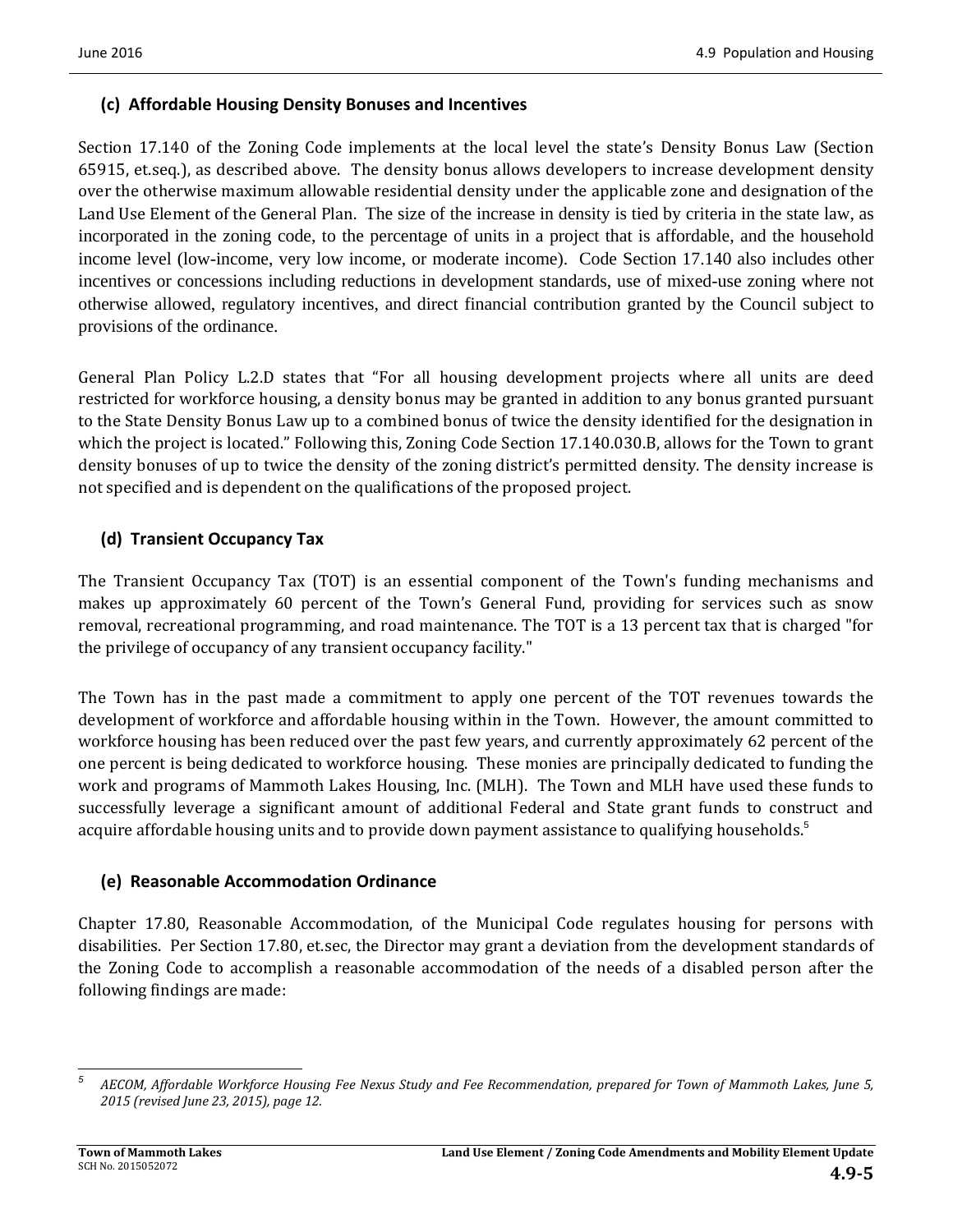### (c) Affordable Housing Density Bonuses and Incentives

Section 17.140 of the Zoning Code implements at the local level the state's Density Bonus Law (Section 65915, et.seq.), as described above. The density bonus allows developers to increase development density over the otherwise maximum allowable residential density under the applicable zone and designation of the Land Use Element of the General Plan. The size of the increase in density is tied by criteria in the state law, as incorporated in the zoning code, to the percentage of units in a project that is affordable, and the household income level (low-income, very low income, or moderate income). Code Section 17.140 also includes other incentives or concessions including reductions in development standards, use of mixed-use zoning where not otherwise allowed, regulatory incentives, and direct financial contribution granted by the Council subject to provisions of the ordinance.

General Plan Policy L.2.D states that "For all housing development projects where all units are deed restricted for workforce housing, a density bonus may be granted in addition to any bonus granted pursuant to the State Density Bonus Law up to a combined bonus of twice the density identified for the designation in which the project is located." Following this, Zoning Code Section 17.140.030.B, allows for the Town to grant density bonuses of up to twice the density of the zoning district's permitted density. The density increase is not specified and is dependent on the qualifications of the proposed project.

### (d) Transient Occupancy Tax

The Transient Occupancy Tax (TOT) is an essential component of the Town's funding mechanisms and makes up approximately 60 percent of the Town's General Fund, providing for services such as snow removal, recreational programming, and road maintenance. The TOT is a 13 percent tax that is charged "for the privilege of occupancy of any transient occupancy facility."

The Town has in the past made a commitment to apply one percent of the TOT revenues towards the development of workforce and affordable housing within in the Town. However, the amount committed to workforce housing has been reduced over the past few years, and currently approximately 62 percent of the one percent is being dedicated to workforce housing. These monies are principally dedicated to funding the work and programs of Mammoth Lakes Housing, Inc. (MLH). The Town and MLH have used these funds to successfully leverage a significant amount of additional Federal and State grant funds to construct and acquire affordable housing units and to provide down payment assistance to qualifying households.[5]

### (e) Reasonable Accommodation Ordinance

Chapter 17.80, Reasonable Accommodation, of the Municipal Code regulates housing for persons with disabilities. Per Section 17.80, et.sec, the Director may grant a deviation from the development standards of the Zoning Code to accomplish a reasonable accommodation of the needs of a disabled person after the following findings are made:

---

[5] *AECOM, Affordable Workforce Housing Fee Nexus Study and Fee Recommendation, prepared for Town of Mammoth Lakes, June 5, 2015 (revised June 23, 2015), page 12.*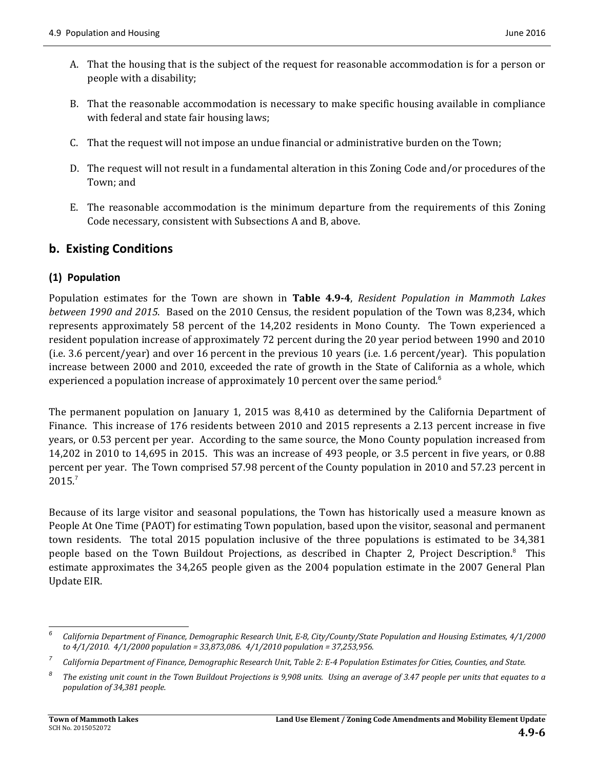A. That the housing that is the subject of the request for reasonable accommodation is for a person or people with a disability;

B. That the reasonable accommodation is necessary to make specific housing available in compliance with federal and state fair housing laws;

C. That the request will not impose an undue financial or administrative burden on the Town;

D. The request will not result in a fundamental alteration in this Zoning Code and/or procedures of the Town; and

E. The reasonable accommodation is the minimum departure from the requirements of this Zoning Code necessary, consistent with Subsections A and B, above.

## b. Existing Conditions

### (1) Population

Population estimates for the Town are shown in **Table 4.9-4**, *Resident Population in Mammoth Lakes between 1990 and 2015*. Based on the 2010 Census, the resident population of the Town was 8,234, which represents approximately 58 percent of the 14,202 residents in Mono County. The Town experienced a resident population increase of approximately 72 percent during the 20 year period between 1990 and 2010 (i.e. 3.6 percent/year) and over 16 percent in the previous 10 years (i.e. 1.6 percent/year). This population increase between 2000 and 2010, exceeded the rate of growth in the State of California as a whole, which experienced a population increase of approximately 10 percent over the same period.[6]

The permanent population on January 1, 2015 was 8,410 as determined by the California Department of Finance. This increase of 176 residents between 2010 and 2015 represents a 2.13 percent increase in five years, or 0.53 percent per year. According to the same source, the Mono County population increased from 14,202 in 2010 to 14,695 in 2015. This was an increase of 493 people, or 3.5 percent in five years, or 0.88 percent per year. The Town comprised 57.98 percent of the County population in 2010 and 57.23 percent in 2015.[7]

Because of its large visitor and seasonal populations, the Town has historically used a measure known as People At One Time (PAOT) for estimating Town population, based upon the visitor, seasonal and permanent town residents. The total 2015 population inclusive of the three populations is estimated to be 34,381 people based on the Town Buildout Projections, as described in Chapter 2, Project Description.[8] This estimate approximates the 34,265 people given as the 2004 population estimate in the 2007 General Plan Update EIR.

---

[6] *California Department of Finance, Demographic Research Unit, E-8, City/County/State Population and Housing Estimates, 4/1/2000 to 4/1/2010. 4/1/2000 population = 33,873,086. 4/1/2010 population = 37,253,956.*

[7] *California Department of Finance, Demographic Research Unit, Table 2: E-4 Population Estimates for Cities, Counties, and State.*

[8] *The existing unit count in the Town Buildout Projections is 9,908 units. Using an average of 3.47 people per units that equates to a population of 34,381 people.*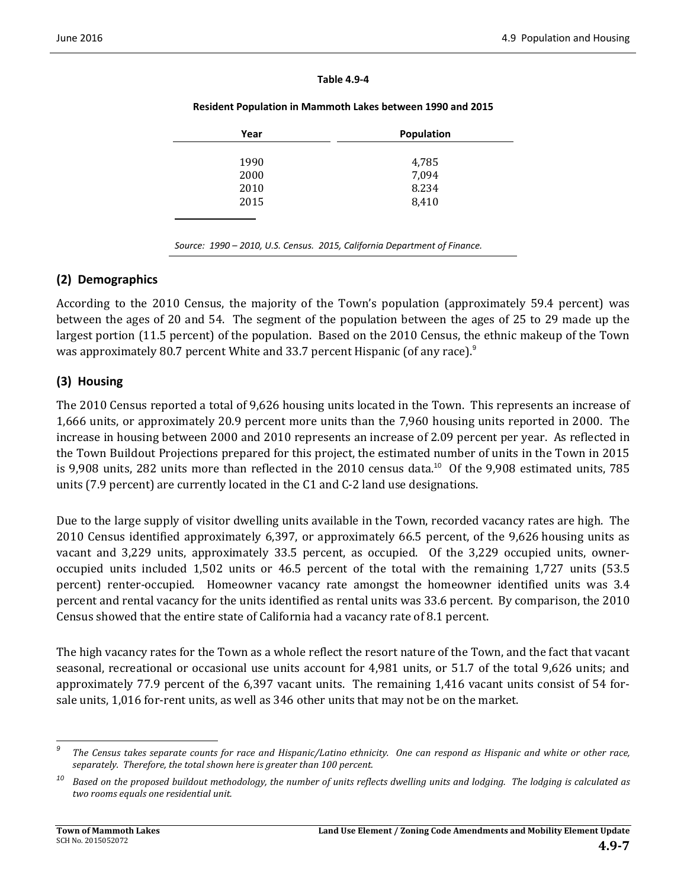**Table 4.9-4**

**Resident Population in Mammoth Lakes between 1990 and 2015**

| Year | Population |
|---|---|
| 1990 | 4,785 |
| 2000 | 7,094 |
| 2010 | 8.234 |
| 2015 | 8,410 |

*Source: 1990 – 2010, U.S. Census. 2015, California Department of Finance.*

## (2) Demographics

According to the 2010 Census, the majority of the Town's population (approximately 59.4 percent) was between the ages of 20 and 54. The segment of the population between the ages of 25 to 29 made up the largest portion (11.5 percent) of the population. Based on the 2010 Census, the ethnic makeup of the Town was approximately 80.7 percent White and 33.7 percent Hispanic (of any race).[9]

## (3) Housing

The 2010 Census reported a total of 9,626 housing units located in the Town. This represents an increase of 1,666 units, or approximately 20.9 percent more units than the 7,960 housing units reported in 2000. The increase in housing between 2000 and 2010 represents an increase of 2.09 percent per year. As reflected in the Town Buildout Projections prepared for this project, the estimated number of units in the Town in 2015 is 9,908 units, 282 units more than reflected in the 2010 census data.[10] Of the 9,908 estimated units, 785 units (7.9 percent) are currently located in the C1 and C-2 land use designations.

Due to the large supply of visitor dwelling units available in the Town, recorded vacancy rates are high. The 2010 Census identified approximately 6,397, or approximately 66.5 percent, of the 9,626 housing units as vacant and 3,229 units, approximately 33.5 percent, as occupied. Of the 3,229 occupied units, owner-occupied units included 1,502 units or 46.5 percent of the total with the remaining 1,727 units (53.5 percent) renter-occupied. Homeowner vacancy rate amongst the homeowner identified units was 3.4 percent and rental vacancy for the units identified as rental units was 33.6 percent. By comparison, the 2010 Census showed that the entire state of California had a vacancy rate of 8.1 percent.

The high vacancy rates for the Town as a whole reflect the resort nature of the Town, and the fact that vacant seasonal, recreational or occasional use units account for 4,981 units, or 51.7 of the total 9,626 units; and approximately 77.9 percent of the 6,397 vacant units. The remaining 1,416 vacant units consist of 54 for-sale units, 1,016 for-rent units, as well as 346 other units that may not be on the market.

---

[9] *The Census takes separate counts for race and Hispanic/Latino ethnicity. One can respond as Hispanic and white or other race, separately. Therefore, the total shown here is greater than 100 percent.*

[10] *Based on the proposed buildout methodology, the number of units reflects dwelling units and lodging. The lodging is calculated as two rooms equals one residential unit.*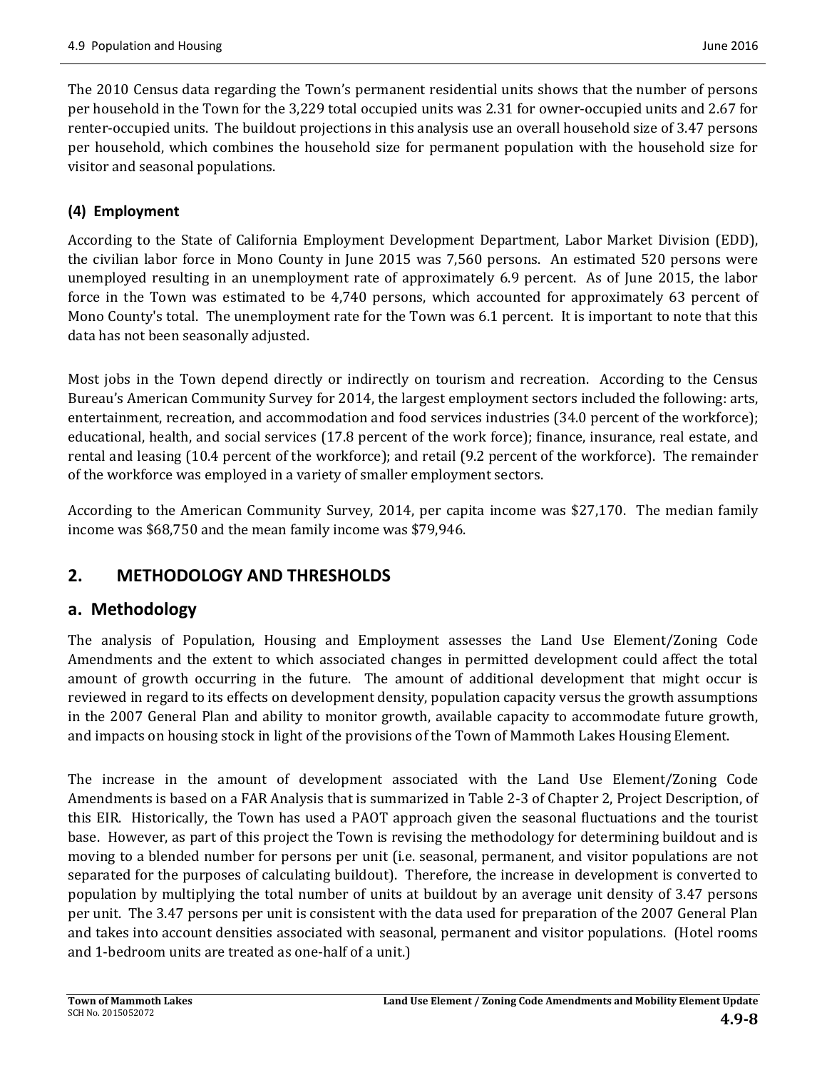The 2010 Census data regarding the Town's permanent residential units shows that the number of persons per household in the Town for the 3,229 total occupied units was 2.31 for owner-occupied units and 2.67 for renter-occupied units. The buildout projections in this analysis use an overall household size of 3.47 persons per household, which combines the household size for permanent population with the household size for visitor and seasonal populations.

### (4) Employment

According to the State of California Employment Development Department, Labor Market Division (EDD), the civilian labor force in Mono County in June 2015 was 7,560 persons. An estimated 520 persons were unemployed resulting in an unemployment rate of approximately 6.9 percent. As of June 2015, the labor force in the Town was estimated to be 4,740 persons, which accounted for approximately 63 percent of Mono County's total. The unemployment rate for the Town was 6.1 percent. It is important to note that this data has not been seasonally adjusted.

Most jobs in the Town depend directly or indirectly on tourism and recreation. According to the Census Bureau's American Community Survey for 2014, the largest employment sectors included the following: arts, entertainment, recreation, and accommodation and food services industries (34.0 percent of the workforce); educational, health, and social services (17.8 percent of the work force); finance, insurance, real estate, and rental and leasing (10.4 percent of the workforce); and retail (9.2 percent of the workforce). The remainder of the workforce was employed in a variety of smaller employment sectors.

According to the American Community Survey, 2014, per capita income was $27,170. The median family income was $68,750 and the mean family income was $79,946.

## 2. METHODOLOGY AND THRESHOLDS

## a. Methodology

The analysis of Population, Housing and Employment assesses the Land Use Element/Zoning Code Amendments and the extent to which associated changes in permitted development could affect the total amount of growth occurring in the future. The amount of additional development that might occur is reviewed in regard to its effects on development density, population capacity versus the growth assumptions in the 2007 General Plan and ability to monitor growth, available capacity to accommodate future growth, and impacts on housing stock in light of the provisions of the Town of Mammoth Lakes Housing Element.

The increase in the amount of development associated with the Land Use Element/Zoning Code Amendments is based on a FAR Analysis that is summarized in Table 2-3 of Chapter 2, Project Description, of this EIR. Historically, the Town has used a PAOT approach given the seasonal fluctuations and the tourist base. However, as part of this project the Town is revising the methodology for determining buildout and is moving to a blended number for persons per unit (i.e. seasonal, permanent, and visitor populations are not separated for the purposes of calculating buildout). Therefore, the increase in development is converted to population by multiplying the total number of units at buildout by an average unit density of 3.47 persons per unit. The 3.47 persons per unit is consistent with the data used for preparation of the 2007 General Plan and takes into account densities associated with seasonal, permanent and visitor populations. (Hotel rooms and 1-bedroom units are treated as one-half of a unit.)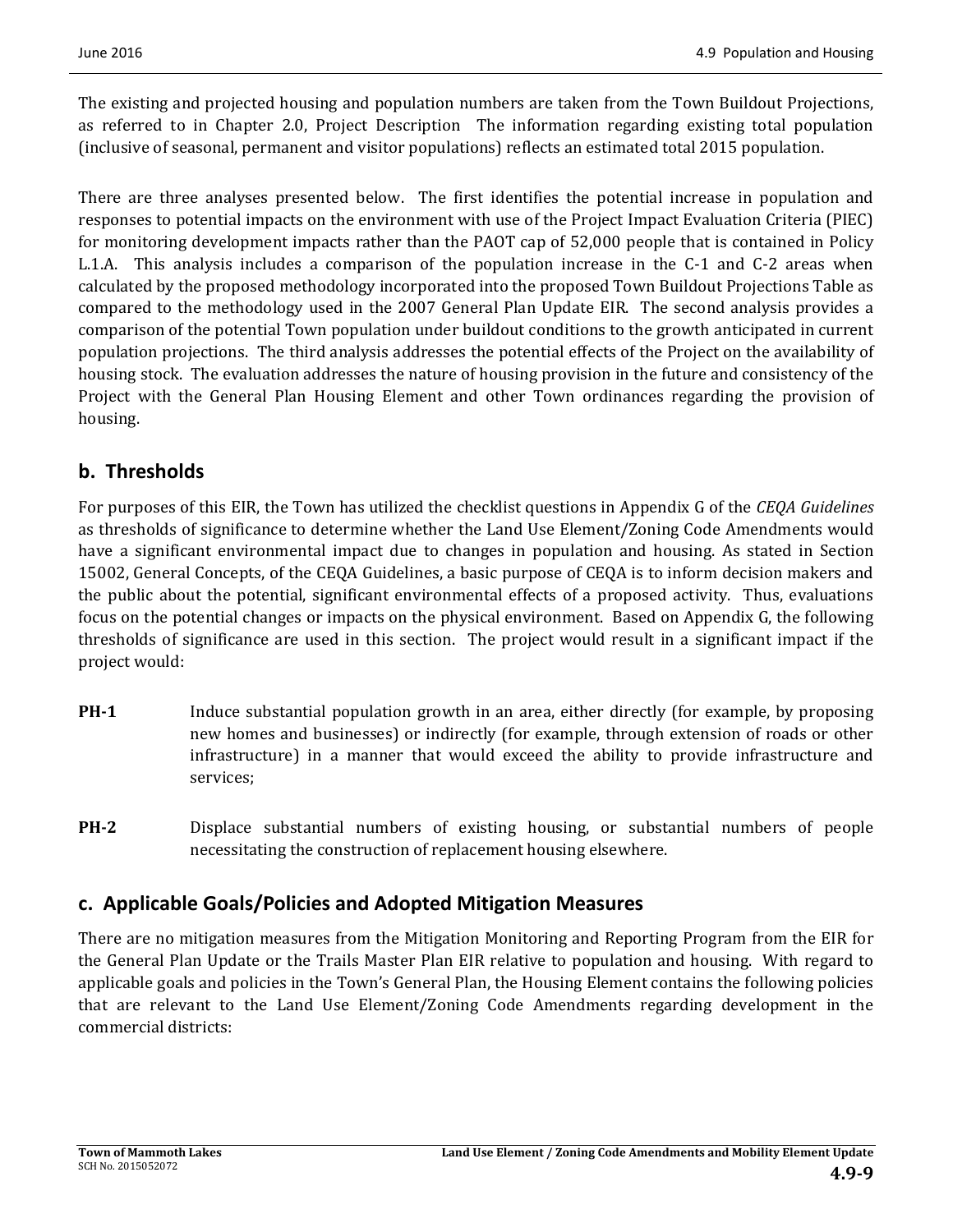The existing and projected housing and population numbers are taken from the Town Buildout Projections, as referred to in Chapter 2.0, Project Description The information regarding existing total population (inclusive of seasonal, permanent and visitor populations) reflects an estimated total 2015 population.

There are three analyses presented below. The first identifies the potential increase in population and responses to potential impacts on the environment with use of the Project Impact Evaluation Criteria (PIEC) for monitoring development impacts rather than the PAOT cap of 52,000 people that is contained in Policy L.1.A. This analysis includes a comparison of the population increase in the C-1 and C-2 areas when calculated by the proposed methodology incorporated into the proposed Town Buildout Projections Table as compared to the methodology used in the 2007 General Plan Update EIR. The second analysis provides a comparison of the potential Town population under buildout conditions to the growth anticipated in current population projections. The third analysis addresses the potential effects of the Project on the availability of housing stock. The evaluation addresses the nature of housing provision in the future and consistency of the Project with the General Plan Housing Element and other Town ordinances regarding the provision of housing.

## b. Thresholds

For purposes of this EIR, the Town has utilized the checklist questions in Appendix G of the *CEQA Guidelines* as thresholds of significance to determine whether the Land Use Element/Zoning Code Amendments would have a significant environmental impact due to changes in population and housing. As stated in Section 15002, General Concepts, of the CEQA Guidelines, a basic purpose of CEQA is to inform decision makers and the public about the potential, significant environmental effects of a proposed activity. Thus, evaluations focus on the potential changes or impacts on the physical environment. Based on Appendix G, the following thresholds of significance are used in this section. The project would result in a significant impact if the project would:

**PH-1** Induce substantial population growth in an area, either directly (for example, by proposing new homes and businesses) or indirectly (for example, through extension of roads or other infrastructure) in a manner that would exceed the ability to provide infrastructure and services;

**PH-2** Displace substantial numbers of existing housing, or substantial numbers of people necessitating the construction of replacement housing elsewhere.

## c. Applicable Goals/Policies and Adopted Mitigation Measures

There are no mitigation measures from the Mitigation Monitoring and Reporting Program from the EIR for the General Plan Update or the Trails Master Plan EIR relative to population and housing. With regard to applicable goals and policies in the Town's General Plan, the Housing Element contains the following policies that are relevant to the Land Use Element/Zoning Code Amendments regarding development in the commercial districts: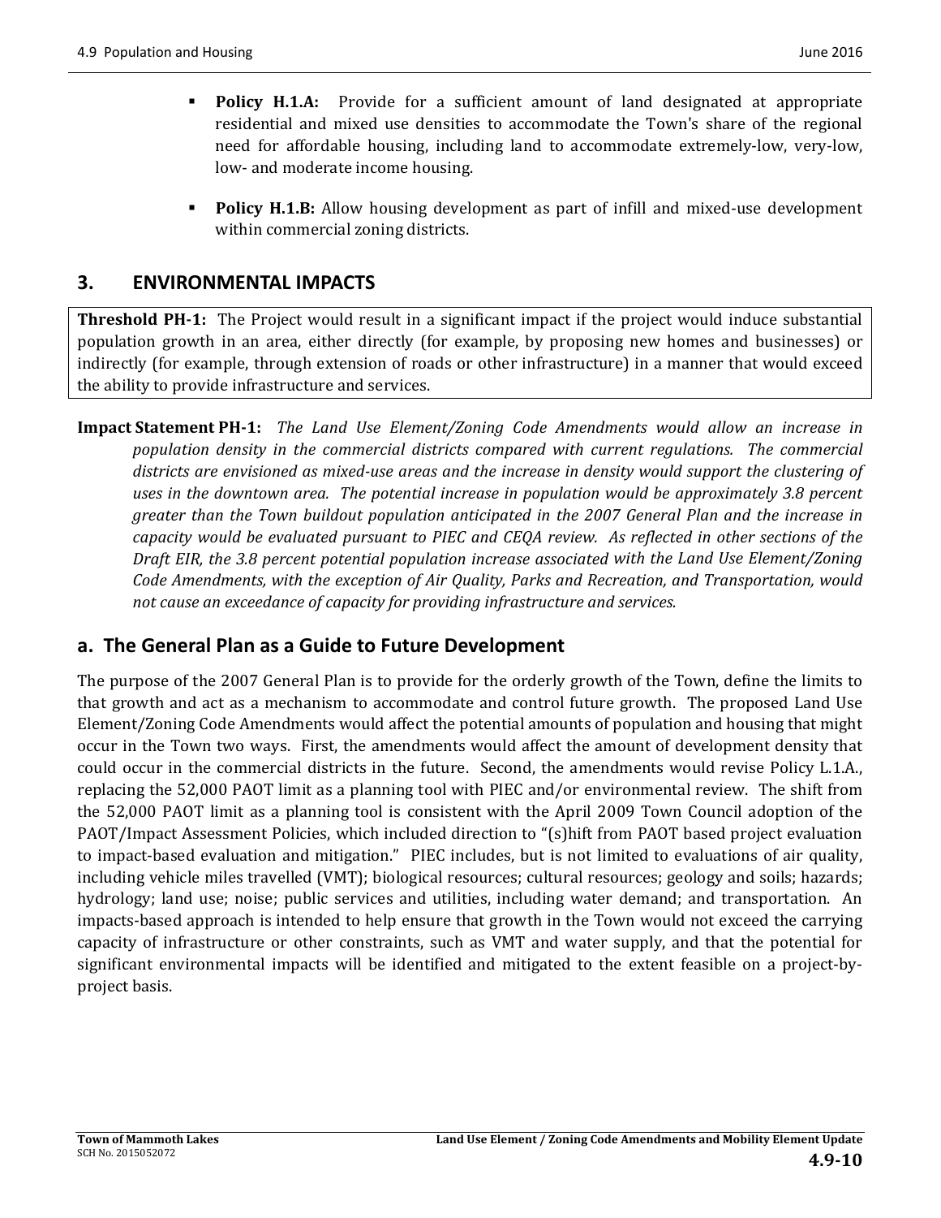- **Policy H.1.A:** Provide for a sufficient amount of land designated at appropriate residential and mixed use densities to accommodate the Town's share of the regional need for affordable housing, including land to accommodate extremely-low, very-low, low- and moderate income housing.

- **Policy H.1.B:** Allow housing development as part of infill and mixed-use development within commercial zoning districts.

## 3. ENVIRONMENTAL IMPACTS

**Threshold PH-1:** The Project would result in a significant impact if the project would induce substantial population growth in an area, either directly (for example, by proposing new homes and businesses) or indirectly (for example, through extension of roads or other infrastructure) in a manner that would exceed the ability to provide infrastructure and services.

**Impact Statement PH-1:** *The Land Use Element/Zoning Code Amendments would allow an increase in population density in the commercial districts compared with current regulations. The commercial districts are envisioned as mixed-use areas and the increase in density would support the clustering of uses in the downtown area. The potential increase in population would be approximately 3.8 percent greater than the Town buildout population anticipated in the 2007 General Plan and the increase in capacity would be evaluated pursuant to PIEC and CEQA review. As reflected in other sections of the Draft EIR, the 3.8 percent potential population increase associated with the Land Use Element/Zoning Code Amendments, with the exception of Air Quality, Parks and Recreation, and Transportation, would not cause an exceedance of capacity for providing infrastructure and services.*

### a. The General Plan as a Guide to Future Development

The purpose of the 2007 General Plan is to provide for the orderly growth of the Town, define the limits to that growth and act as a mechanism to accommodate and control future growth. The proposed Land Use Element/Zoning Code Amendments would affect the potential amounts of population and housing that might occur in the Town two ways. First, the amendments would affect the amount of development density that could occur in the commercial districts in the future. Second, the amendments would revise Policy L.1.A., replacing the 52,000 PAOT limit as a planning tool with PIEC and/or environmental review. The shift from the 52,000 PAOT limit as a planning tool is consistent with the April 2009 Town Council adoption of the PAOT/Impact Assessment Policies, which included direction to "(s)hift from PAOT based project evaluation to impact-based evaluation and mitigation." PIEC includes, but is not limited to evaluations of air quality, including vehicle miles travelled (VMT); biological resources; cultural resources; geology and soils; hazards; hydrology; land use; noise; public services and utilities, including water demand; and transportation. An impacts-based approach is intended to help ensure that growth in the Town would not exceed the carrying capacity of infrastructure or other constraints, such as VMT and water supply, and that the potential for significant environmental impacts will be identified and mitigated to the extent feasible on a project-by-project basis.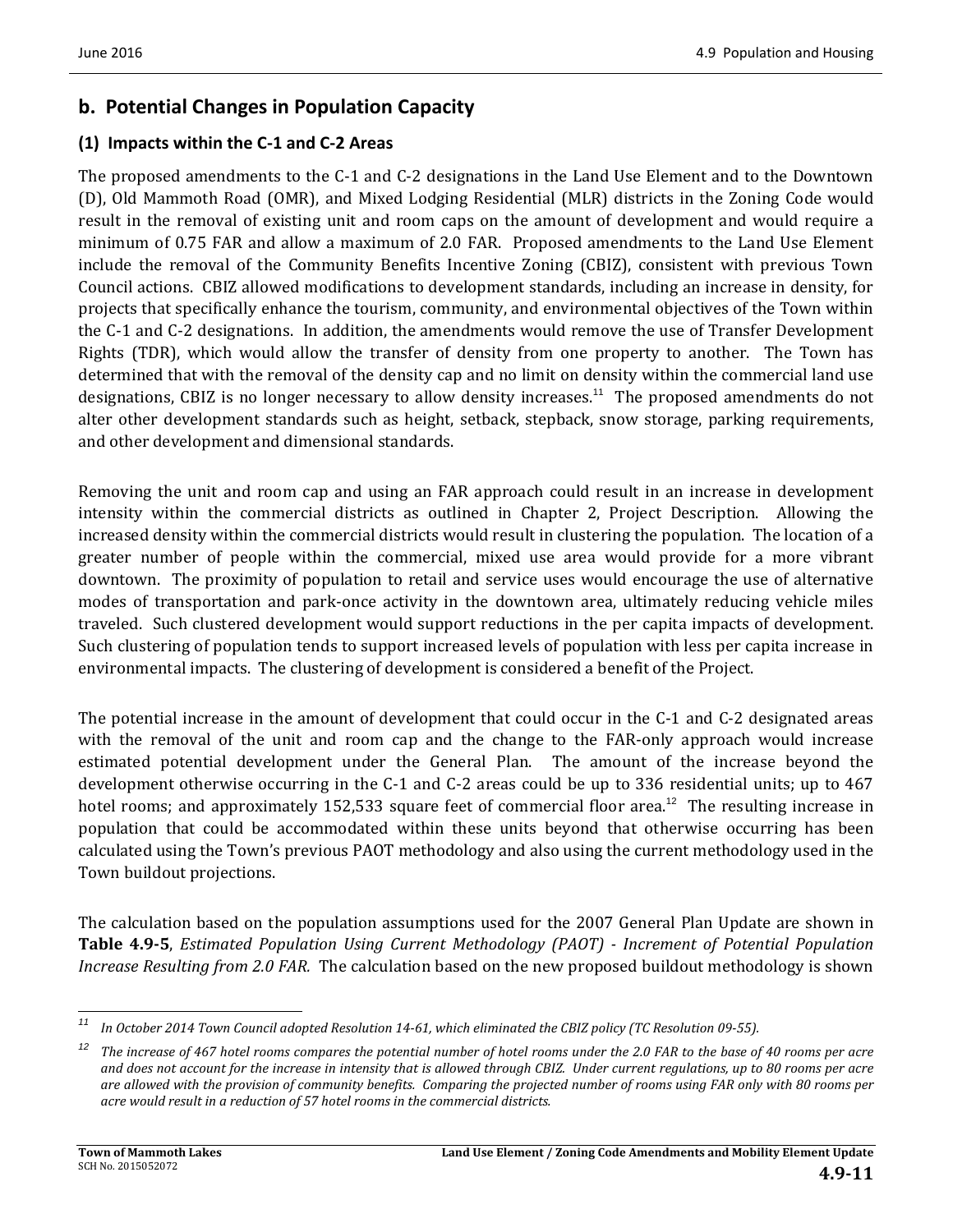## b. Potential Changes in Population Capacity

### (1) Impacts within the C-1 and C-2 Areas

The proposed amendments to the C-1 and C-2 designations in the Land Use Element and to the Downtown (D), Old Mammoth Road (OMR), and Mixed Lodging Residential (MLR) districts in the Zoning Code would result in the removal of existing unit and room caps on the amount of development and would require a minimum of 0.75 FAR and allow a maximum of 2.0 FAR. Proposed amendments to the Land Use Element include the removal of the Community Benefits Incentive Zoning (CBIZ), consistent with previous Town Council actions. CBIZ allowed modifications to development standards, including an increase in density, for projects that specifically enhance the tourism, community, and environmental objectives of the Town within the C-1 and C-2 designations. In addition, the amendments would remove the use of Transfer Development Rights (TDR), which would allow the transfer of density from one property to another. The Town has determined that with the removal of the density cap and no limit on density within the commercial land use designations, CBIZ is no longer necessary to allow density increases.[11] The proposed amendments do not alter other development standards such as height, setback, stepback, snow storage, parking requirements, and other development and dimensional standards.

Removing the unit and room cap and using an FAR approach could result in an increase in development intensity within the commercial districts as outlined in Chapter 2, Project Description. Allowing the increased density within the commercial districts would result in clustering the population. The location of a greater number of people within the commercial, mixed use area would provide for a more vibrant downtown. The proximity of population to retail and service uses would encourage the use of alternative modes of transportation and park-once activity in the downtown area, ultimately reducing vehicle miles traveled. Such clustered development would support reductions in the per capita impacts of development. Such clustering of population tends to support increased levels of population with less per capita increase in environmental impacts. The clustering of development is considered a benefit of the Project.

The potential increase in the amount of development that could occur in the C-1 and C-2 designated areas with the removal of the unit and room cap and the change to the FAR-only approach would increase estimated potential development under the General Plan. The amount of the increase beyond the development otherwise occurring in the C-1 and C-2 areas could be up to 336 residential units; up to 467 hotel rooms; and approximately 152,533 square feet of commercial floor area.[12] The resulting increase in population that could be accommodated within these units beyond that otherwise occurring has been calculated using the Town's previous PAOT methodology and also using the current methodology used in the Town buildout projections.

The calculation based on the population assumptions used for the 2007 General Plan Update are shown in **Table 4.9-5**, *Estimated Population Using Current Methodology (PAOT) - Increment of Potential Population Increase Resulting from 2.0 FAR.* The calculation based on the new proposed buildout methodology is shown

---

*[11] In October 2014 Town Council adopted Resolution 14-61, which eliminated the CBIZ policy (TC Resolution 09-55).*

*[12] The increase of 467 hotel rooms compares the potential number of hotel rooms under the 2.0 FAR to the base of 40 rooms per acre and does not account for the increase in intensity that is allowed through CBIZ. Under current regulations, up to 80 rooms per acre are allowed with the provision of community benefits. Comparing the projected number of rooms using FAR only with 80 rooms per acre would result in a reduction of 57 hotel rooms in the commercial districts.*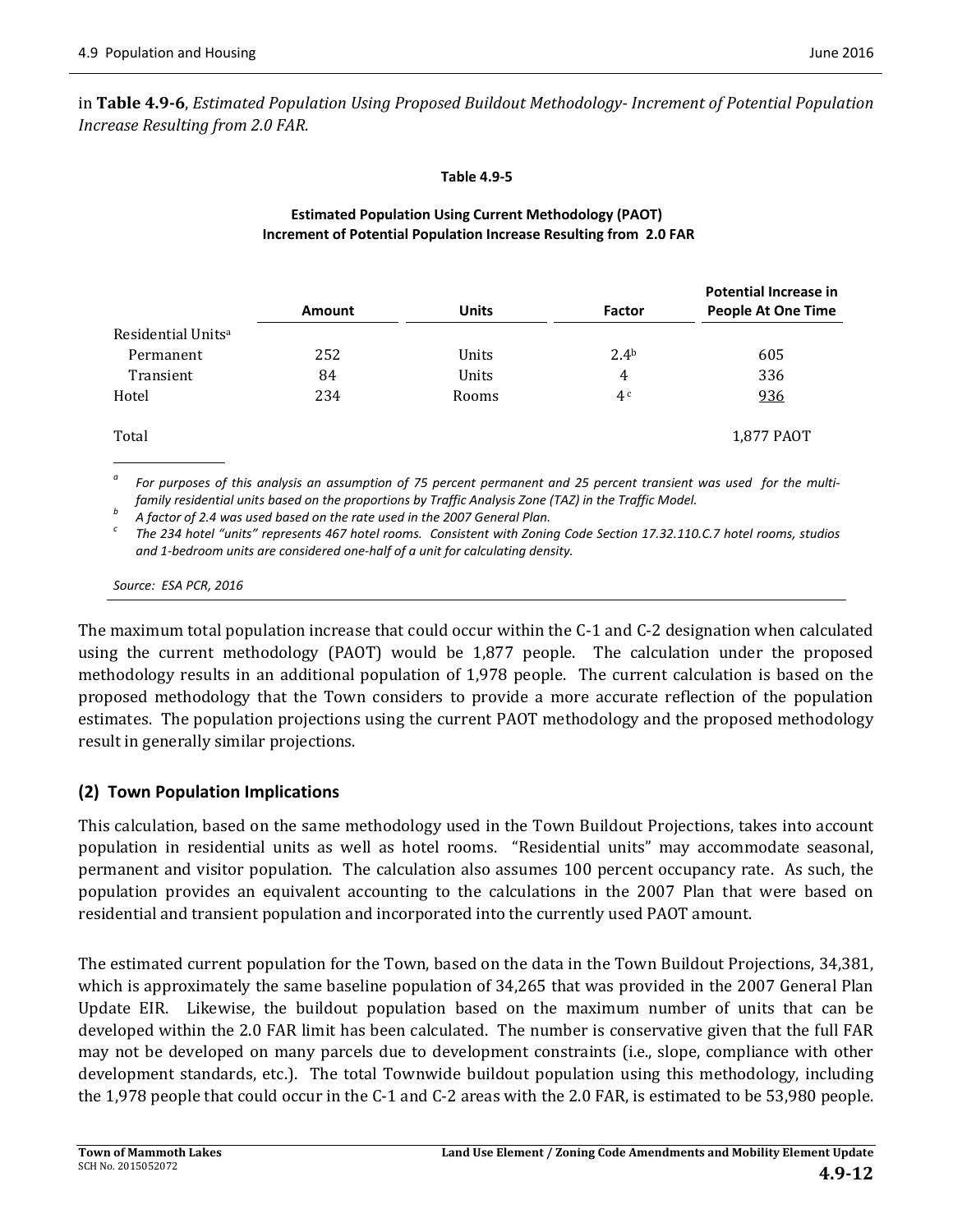in **Table 4.9-6**, *Estimated Population Using Proposed Buildout Methodology- Increment of Potential Population Increase Resulting from 2.0 FAR.*

**Table 4.9-5**

**Estimated Population Using Current Methodology (PAOT)**
**Increment of Potential Population Increase Resulting from 2.0 FAR**

| | Amount | Units | Factor | Potential Increase in People At One Time |
|---|---|---|---|---|
| Residential Units[a] | | | | |
| Permanent | 252 | Units | 2.4[b] | 605 |
| Transient | 84 | Units | 4 | 336 |
| Hotel | 234 | Rooms | 4[c] | 936 |
| Total | | | | 1,877 PAOT |

[a] *For purposes of this analysis an assumption of 75 percent permanent and 25 percent transient was used for the multi-family residential units based on the proportions by Traffic Analysis Zone (TAZ) in the Traffic Model.*

[b] *A factor of 2.4 was used based on the rate used in the 2007 General Plan.*

[c] *The 234 hotel "units" represents 467 hotel rooms. Consistent with Zoning Code Section 17.32.110.C.7 hotel rooms, studios and 1-bedroom units are considered one-half of a unit for calculating density.*

*Source: ESA PCR, 2016*

The maximum total population increase that could occur within the C-1 and C-2 designation when calculated using the current methodology (PAOT) would be 1,877 people. The calculation under the proposed methodology results in an additional population of 1,978 people. The current calculation is based on the proposed methodology that the Town considers to provide a more accurate reflection of the population estimates. The population projections using the current PAOT methodology and the proposed methodology result in generally similar projections.

### (2) Town Population Implications

This calculation, based on the same methodology used in the Town Buildout Projections, takes into account population in residential units as well as hotel rooms. "Residential units" may accommodate seasonal, permanent and visitor population. The calculation also assumes 100 percent occupancy rate. As such, the population provides an equivalent accounting to the calculations in the 2007 Plan that were based on residential and transient population and incorporated into the currently used PAOT amount.

The estimated current population for the Town, based on the data in the Town Buildout Projections, 34,381, which is approximately the same baseline population of 34,265 that was provided in the 2007 General Plan Update EIR. Likewise, the buildout population based on the maximum number of units that can be developed within the 2.0 FAR limit has been calculated. The number is conservative given that the full FAR may not be developed on many parcels due to development constraints (i.e., slope, compliance with other development standards, etc.). The total Townwide buildout population using this methodology, including the 1,978 people that could occur in the C-1 and C-2 areas with the 2.0 FAR, is estimated to be 53,980 people.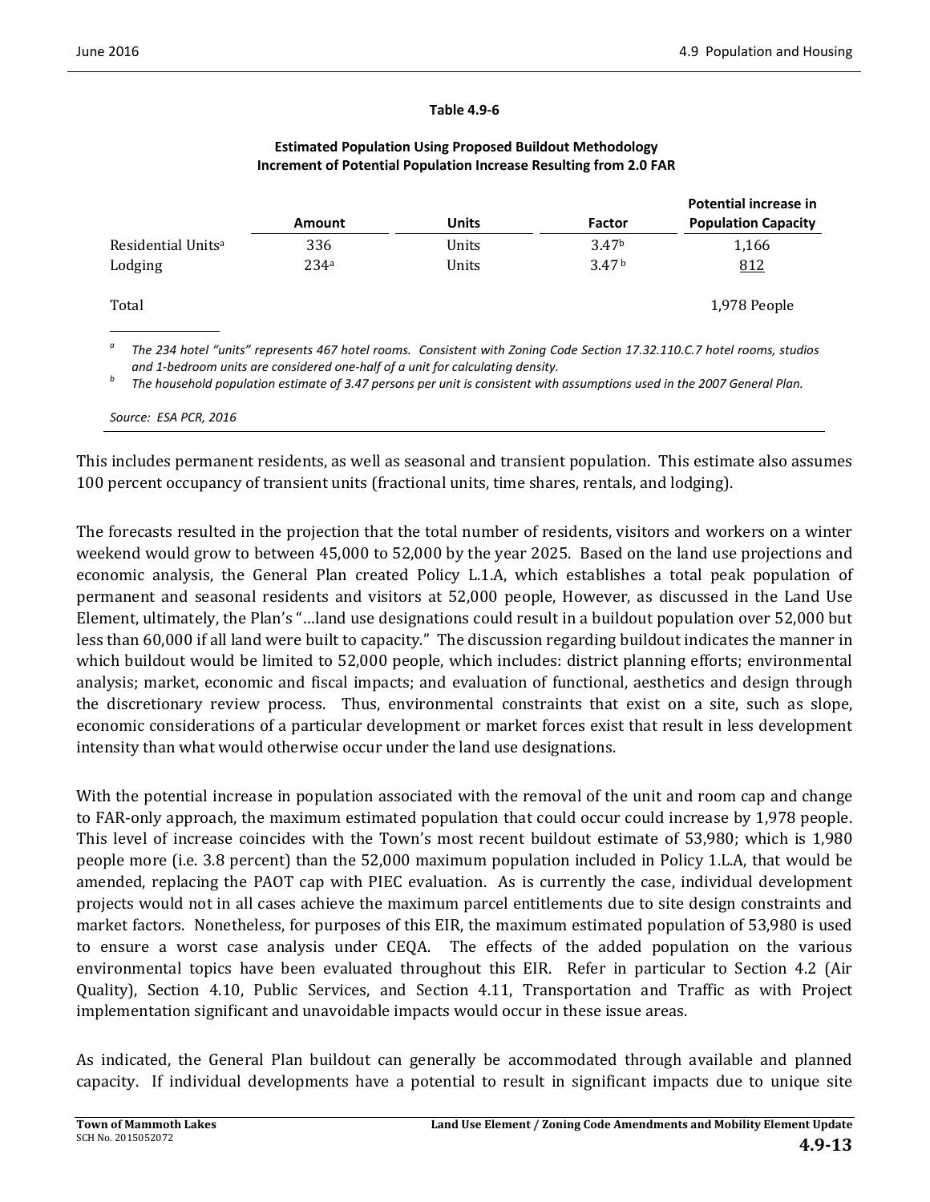**Table 4.9-6**

**Estimated Population Using Proposed Buildout Methodology**
**Increment of Potential Population Increase Resulting from 2.0 FAR**

| | Amount | Units | Factor | Potential increase in Population Capacity |
|---|---|---|---|---|
| Residential Units[a] | 336 | Units | 3.47[b] | 1,166 |
| Lodging | 234[a] | Units | 3.47[b] | 812 |
| Total | | | | 1,978 People |

[a] *The 234 hotel "units" represents 467 hotel rooms. Consistent with Zoning Code Section 17.32.110.C.7 hotel rooms, studios and 1-bedroom units are considered one-half of a unit for calculating density.*

[b] *The household population estimate of 3.47 persons per unit is consistent with assumptions used in the 2007 General Plan.*

*Source: ESA PCR, 2016*

This includes permanent residents, as well as seasonal and transient population. This estimate also assumes 100 percent occupancy of transient units (fractional units, time shares, rentals, and lodging).

The forecasts resulted in the projection that the total number of residents, visitors and workers on a winter weekend would grow to between 45,000 to 52,000 by the year 2025. Based on the land use projections and economic analysis, the General Plan created Policy L.1.A, which establishes a total peak population of permanent and seasonal residents and visitors at 52,000 people, However, as discussed in the Land Use Element, ultimately, the Plan's "…land use designations could result in a buildout population over 52,000 but less than 60,000 if all land were built to capacity." The discussion regarding buildout indicates the manner in which buildout would be limited to 52,000 people, which includes: district planning efforts; environmental analysis; market, economic and fiscal impacts; and evaluation of functional, aesthetics and design through the discretionary review process. Thus, environmental constraints that exist on a site, such as slope, economic considerations of a particular development or market forces exist that result in less development intensity than what would otherwise occur under the land use designations.

With the potential increase in population associated with the removal of the unit and room cap and change to FAR-only approach, the maximum estimated population that could occur could increase by 1,978 people. This level of increase coincides with the Town's most recent buildout estimate of 53,980; which is 1,980 people more (i.e. 3.8 percent) than the 52,000 maximum population included in Policy 1.L.A, that would be amended, replacing the PAOT cap with PIEC evaluation. As is currently the case, individual development projects would not in all cases achieve the maximum parcel entitlements due to site design constraints and market factors. Nonetheless, for purposes of this EIR, the maximum estimated population of 53,980 is used to ensure a worst case analysis under CEQA. The effects of the added population on the various environmental topics have been evaluated throughout this EIR. Refer in particular to Section 4.2 (Air Quality), Section 4.10, Public Services, and Section 4.11, Transportation and Traffic as with Project implementation significant and unavoidable impacts would occur in these issue areas.

As indicated, the General Plan buildout can generally be accommodated through available and planned capacity. If individual developments have a potential to result in significant impacts due to unique site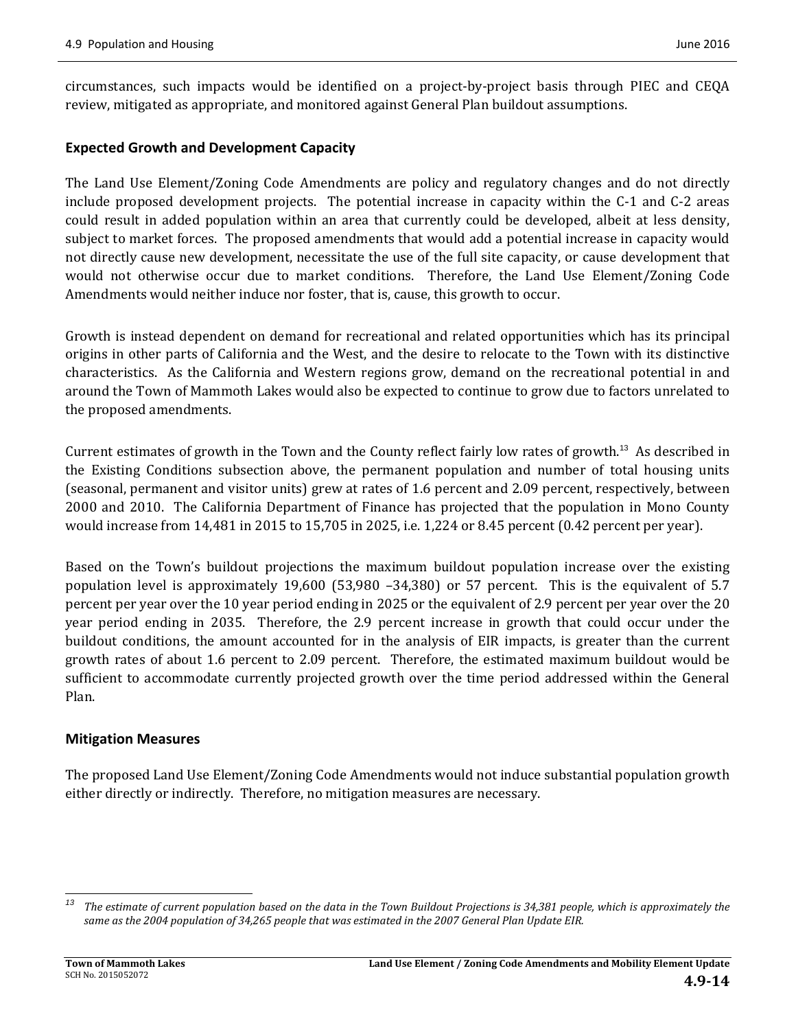circumstances, such impacts would be identified on a project-by-project basis through PIEC and CEQA review, mitigated as appropriate, and monitored against General Plan buildout assumptions.

## Expected Growth and Development Capacity

The Land Use Element/Zoning Code Amendments are policy and regulatory changes and do not directly include proposed development projects. The potential increase in capacity within the C-1 and C-2 areas could result in added population within an area that currently could be developed, albeit at less density, subject to market forces. The proposed amendments that would add a potential increase in capacity would not directly cause new development, necessitate the use of the full site capacity, or cause development that would not otherwise occur due to market conditions. Therefore, the Land Use Element/Zoning Code Amendments would neither induce nor foster, that is, cause, this growth to occur.

Growth is instead dependent on demand for recreational and related opportunities which has its principal origins in other parts of California and the West, and the desire to relocate to the Town with its distinctive characteristics. As the California and Western regions grow, demand on the recreational potential in and around the Town of Mammoth Lakes would also be expected to continue to grow due to factors unrelated to the proposed amendments.

Current estimates of growth in the Town and the County reflect fairly low rates of growth.[13] As described in the Existing Conditions subsection above, the permanent population and number of total housing units (seasonal, permanent and visitor units) grew at rates of 1.6 percent and 2.09 percent, respectively, between 2000 and 2010. The California Department of Finance has projected that the population in Mono County would increase from 14,481 in 2015 to 15,705 in 2025, i.e. 1,224 or 8.45 percent (0.42 percent per year).

Based on the Town's buildout projections the maximum buildout population increase over the existing population level is approximately 19,600 (53,980 –34,380) or 57 percent. This is the equivalent of 5.7 percent per year over the 10 year period ending in 2025 or the equivalent of 2.9 percent per year over the 20 year period ending in 2035. Therefore, the 2.9 percent increase in growth that could occur under the buildout conditions, the amount accounted for in the analysis of EIR impacts, is greater than the current growth rates of about 1.6 percent to 2.09 percent. Therefore, the estimated maximum buildout would be sufficient to accommodate currently projected growth over the time period addressed within the General Plan.

## Mitigation Measures

The proposed Land Use Element/Zoning Code Amendments would not induce substantial population growth either directly or indirectly. Therefore, no mitigation measures are necessary.

---

[13] *The estimate of current population based on the data in the Town Buildout Projections is 34,381 people, which is approximately the same as the 2004 population of 34,265 people that was estimated in the 2007 General Plan Update EIR.*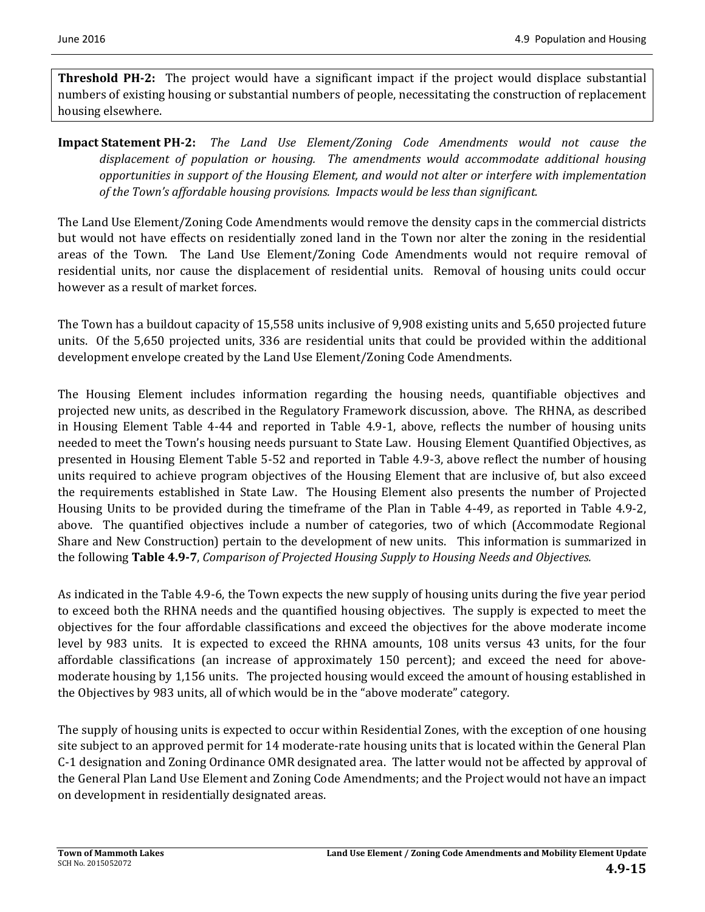**Threshold PH-2:** The project would have a significant impact if the project would displace substantial numbers of existing housing or substantial numbers of people, necessitating the construction of replacement housing elsewhere.

**Impact Statement PH-2:** *The Land Use Element/Zoning Code Amendments would not cause the displacement of population or housing. The amendments would accommodate additional housing opportunities in support of the Housing Element, and would not alter or interfere with implementation of the Town's affordable housing provisions. Impacts would be less than significant.*

The Land Use Element/Zoning Code Amendments would remove the density caps in the commercial districts but would not have effects on residentially zoned land in the Town nor alter the zoning in the residential areas of the Town. The Land Use Element/Zoning Code Amendments would not require removal of residential units, nor cause the displacement of residential units. Removal of housing units could occur however as a result of market forces.

The Town has a buildout capacity of 15,558 units inclusive of 9,908 existing units and 5,650 projected future units. Of the 5,650 projected units, 336 are residential units that could be provided within the additional development envelope created by the Land Use Element/Zoning Code Amendments.

The Housing Element includes information regarding the housing needs, quantifiable objectives and projected new units, as described in the Regulatory Framework discussion, above. The RHNA, as described in Housing Element Table 4-44 and reported in Table 4.9-1, above, reflects the number of housing units needed to meet the Town's housing needs pursuant to State Law. Housing Element Quantified Objectives, as presented in Housing Element Table 5-52 and reported in Table 4.9-3, above reflect the number of housing units required to achieve program objectives of the Housing Element that are inclusive of, but also exceed the requirements established in State Law. The Housing Element also presents the number of Projected Housing Units to be provided during the timeframe of the Plan in Table 4-49, as reported in Table 4.9-2, above. The quantified objectives include a number of categories, two of which (Accommodate Regional Share and New Construction) pertain to the development of new units. This information is summarized in the following **Table 4.9-7**, *Comparison of Projected Housing Supply to Housing Needs and Objectives.*

As indicated in the Table 4.9-6, the Town expects the new supply of housing units during the five year period to exceed both the RHNA needs and the quantified housing objectives. The supply is expected to meet the objectives for the four affordable classifications and exceed the objectives for the above moderate income level by 983 units. It is expected to exceed the RHNA amounts, 108 units versus 43 units, for the four affordable classifications (an increase of approximately 150 percent); and exceed the need for above-moderate housing by 1,156 units. The projected housing would exceed the amount of housing established in the Objectives by 983 units, all of which would be in the "above moderate" category.

The supply of housing units is expected to occur within Residential Zones, with the exception of one housing site subject to an approved permit for 14 moderate-rate housing units that is located within the General Plan C-1 designation and Zoning Ordinance OMR designated area. The latter would not be affected by approval of the General Plan Land Use Element and Zoning Code Amendments; and the Project would not have an impact on development in residentially designated areas.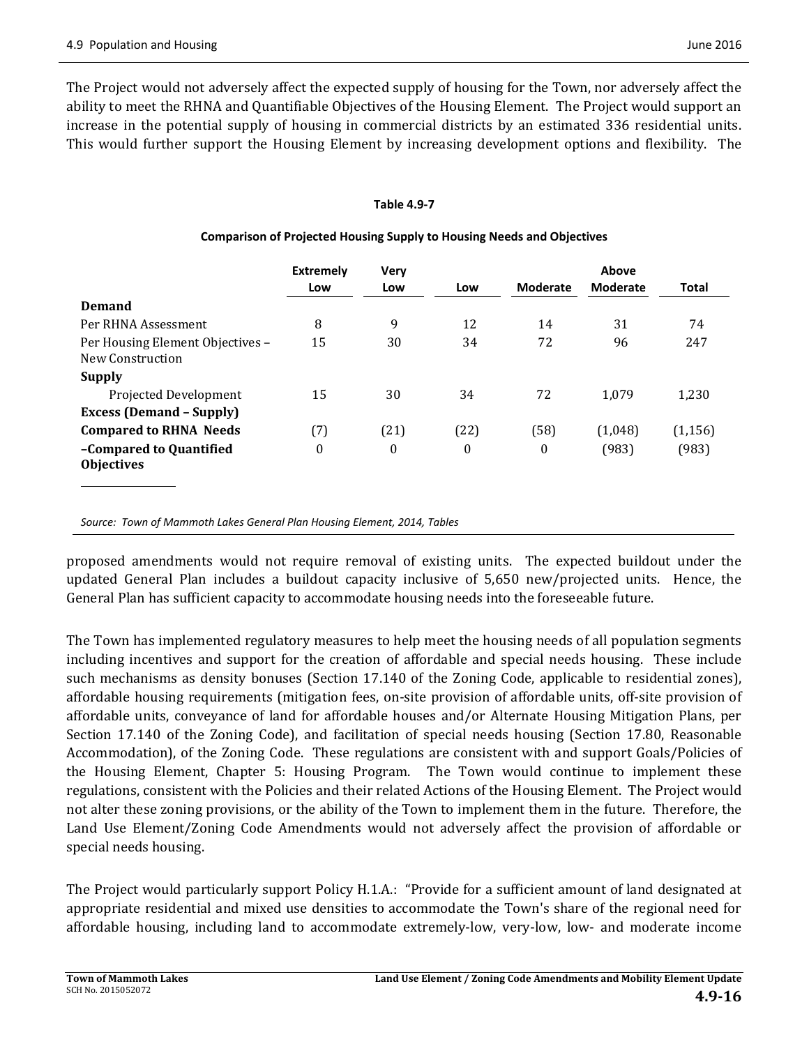The Project would not adversely affect the expected supply of housing for the Town, nor adversely affect the ability to meet the RHNA and Quantifiable Objectives of the Housing Element. The Project would support an increase in the potential supply of housing in commercial districts by an estimated 336 residential units. This would further support the Housing Element by increasing development options and flexibility. The proposed amendments would not require removal of existing units. The expected buildout under the updated General Plan includes a buildout capacity inclusive of 5,650 new/projected units. Hence, the General Plan has sufficient capacity to accommodate housing needs into the foreseeable future.

**Table 4.9-7**

**Comparison of Projected Housing Supply to Housing Needs and Objectives**

| | Extremely Low | Very Low | Low | Moderate | Above Moderate | Total |
|---|---|---|---|---|---|---|
| **Demand** | | | | | | |
| Per RHNA Assessment | 8 | 9 | 12 | 14 | 31 | 74 |
| Per Housing Element Objectives – New Construction | 15 | 30 | 34 | 72 | 96 | 247 |
| **Supply** | | | | | | |
| Projected Development | 15 | 30 | 34 | 72 | 1,079 | 1,230 |
| **Excess (Demand – Supply)** | | | | | | |
| **Compared to RHNA Needs** | (7) | (21) | (22) | (58) | (1,048) | (1,156) |
| **–Compared to Quantified Objectives** | 0 | 0 | 0 | 0 | (983) | (983) |

*Source: Town of Mammoth Lakes General Plan Housing Element, 2014, Tables*

The Town has implemented regulatory measures to help meet the housing needs of all population segments including incentives and support for the creation of affordable and special needs housing. These include such mechanisms as density bonuses (Section 17.140 of the Zoning Code, applicable to residential zones), affordable housing requirements (mitigation fees, on-site provision of affordable units, off-site provision of affordable units, conveyance of land for affordable houses and/or Alternate Housing Mitigation Plans, per Section 17.140 of the Zoning Code), and facilitation of special needs housing (Section 17.80, Reasonable Accommodation), of the Zoning Code. These regulations are consistent with and support Goals/Policies of the Housing Element, Chapter 5: Housing Program. The Town would continue to implement these regulations, consistent with the Policies and their related Actions of the Housing Element. The Project would not alter these zoning provisions, or the ability of the Town to implement them in the future. Therefore, the Land Use Element/Zoning Code Amendments would not adversely affect the provision of affordable or special needs housing.

The Project would particularly support Policy H.1.A.: "Provide for a sufficient amount of land designated at appropriate residential and mixed use densities to accommodate the Town's share of the regional need for affordable housing, including land to accommodate extremely-low, very-low, low- and moderate income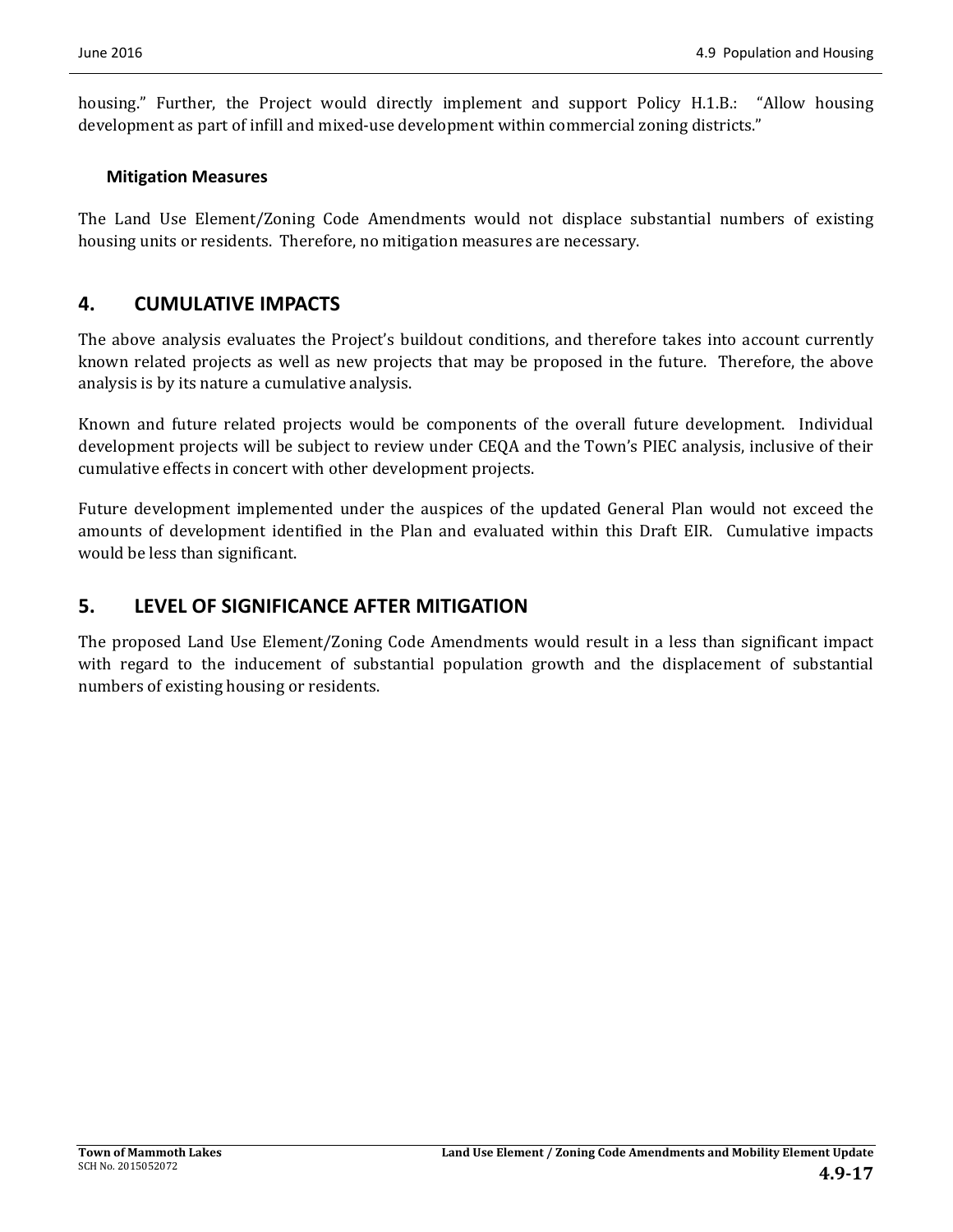housing." Further, the Project would directly implement and support Policy H.1.B.: "Allow housing development as part of infill and mixed-use development within commercial zoning districts."

### Mitigation Measures

The Land Use Element/Zoning Code Amendments would not displace substantial numbers of existing housing units or residents. Therefore, no mitigation measures are necessary.

## 4. CUMULATIVE IMPACTS

The above analysis evaluates the Project's buildout conditions, and therefore takes into account currently known related projects as well as new projects that may be proposed in the future. Therefore, the above analysis is by its nature a cumulative analysis.

Known and future related projects would be components of the overall future development. Individual development projects will be subject to review under CEQA and the Town's PIEC analysis, inclusive of their cumulative effects in concert with other development projects.

Future development implemented under the auspices of the updated General Plan would not exceed the amounts of development identified in the Plan and evaluated within this Draft EIR. Cumulative impacts would be less than significant.

## 5. LEVEL OF SIGNIFICANCE AFTER MITIGATION

The proposed Land Use Element/Zoning Code Amendments would result in a less than significant impact with regard to the inducement of substantial population growth and the displacement of substantial numbers of existing housing or residents.